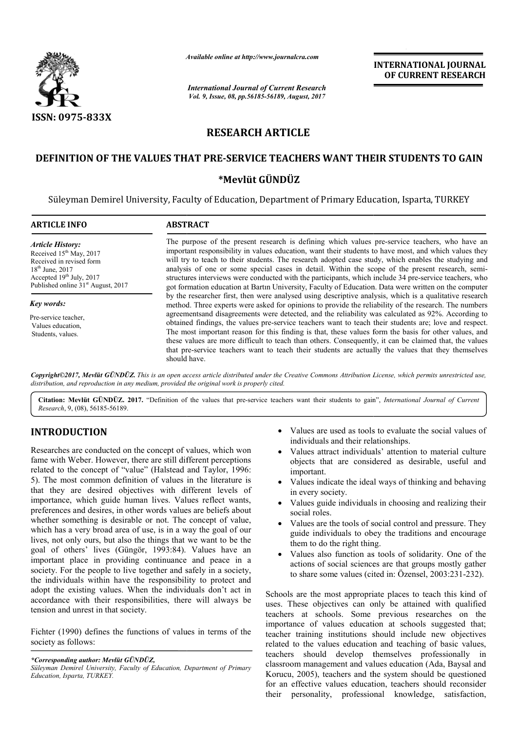# RESEARCH ARTICLE

## DEFINITION OF THE VALUES THAT PRE-SERVICE TEACHERS WANT THEIR STUDENTS TO GAIN

**\*Mevlüt GÜNDÜZ**

Süleyman Demirel University, Faculty of Education, Department of Primary Education, Isparta, TURKEY

### ARTICLE INFO

*Article History:*
Received 15th May, 2017
Received in revised form
18th June, 2017
Accepted 19th July, 2017
Published online 31st August, 2017

*Key words:*
Pre-service teacher,
Values education,
Students, values.

### ABSTRACT

The purpose of the present research is defining which values pre-service teachers, who have an important responsibility in values education, want their students to have most, and which values they will try to teach to their students. The research adopted case study, which enables the studying and analysis of one or some special cases in detail. Within the scope of the present research, semi-structures interviews were conducted with the participants, which include 34 pre-service teachers, who got formation education at Bartın University, Faculty of Education. Data were written on the computer by the researcher first, then were analysed using descriptive analysis, which is a qualitative research method. Three experts were asked for opinions to provide the reliability of the research. The numbers agreementsand disagreements were detected, and the reliability was calculated as 92%. According to obtained findings, the values pre-service teachers want to teach their students are; love and respect. The most important reason for this finding is that, these values form the basis for other values, and these values are more difficult to teach than others. Consequently, it can be claimed that, the values that pre-service teachers want to teach their students are actually the values that they themselves should have.

*Copyright©2017, Mevlüt GÜNDÜZ. This is an open access article distributed under the Creative Commons Attribution License, which permits unrestricted use, distribution, and reproduction in any medium, provided the original work is properly cited.*

**Citation: Mevlüt GÜNDÜZ. 2017.** "Definition of the values that pre-service teachers want their students to gain", *International Journal of Current Research*, 9, (08), 56185-56189.

## INTRODUCTION

Researches are conducted on the concept of values, which won fame with Weber. However, there are still different perceptions related to the concept of "value" (Halstead and Taylor, 1996: 5). The most common definition of values in the literature is that they are desired objectives with different levels of importance, which guide human lives. Values reflect wants, preferences and desires, in other words values are beliefs about whether something is desirable or not. The concept of value, which has a very broad area of use, is in a way the goal of our lives, not only ours, but also the things that we want to be the goal of others' lives (Güngör, 1993:84). Values have an important place in providing continuance and peace in a society. For the people to live together and safely in a society, the individuals within have the responsibility to protect and adopt the existing values. When the individuals don't act in accordance with their responsibilities, there will always be tension and unrest in that society.

Fichter (1990) defines the functions of values in terms of the society as follows:

- Values are used as tools to evaluate the social values of individuals and their relationships.
- Values attract individuals' attention to material culture objects that are considered as desirable, useful and important.
- Values indicate the ideal ways of thinking and behaving in every society.
- Values guide individuals in choosing and realizing their social roles.
- Values are the tools of social control and pressure. They guide individuals to obey the traditions and encourage them to do the right thing.
- Values also function as tools of solidarity. One of the actions of social sciences are that groups mostly gather to share some values (cited in: Özensel, 2003:231-232).

Schools are the most appropriate places to teach this kind of uses. These objectives can only be attained with qualified teachers at schools. Some previous researches on the importance of values education at schools suggested that; teacher training institutions should include new objectives related to the values education and teaching of basic values, teachers should develop themselves professionally in classroom management and values education (Ada, Baysal and Korucu, 2005), teachers and the system should be questioned for an effective values education, teachers should reconsider their personality, professional knowledge, satisfaction,

*\*Corresponding author: Mevlüt GÜNDÜZ,*
*Süleyman Demirel University, Faculty of Education, Department of Primary Education, Isparta, TURKEY.*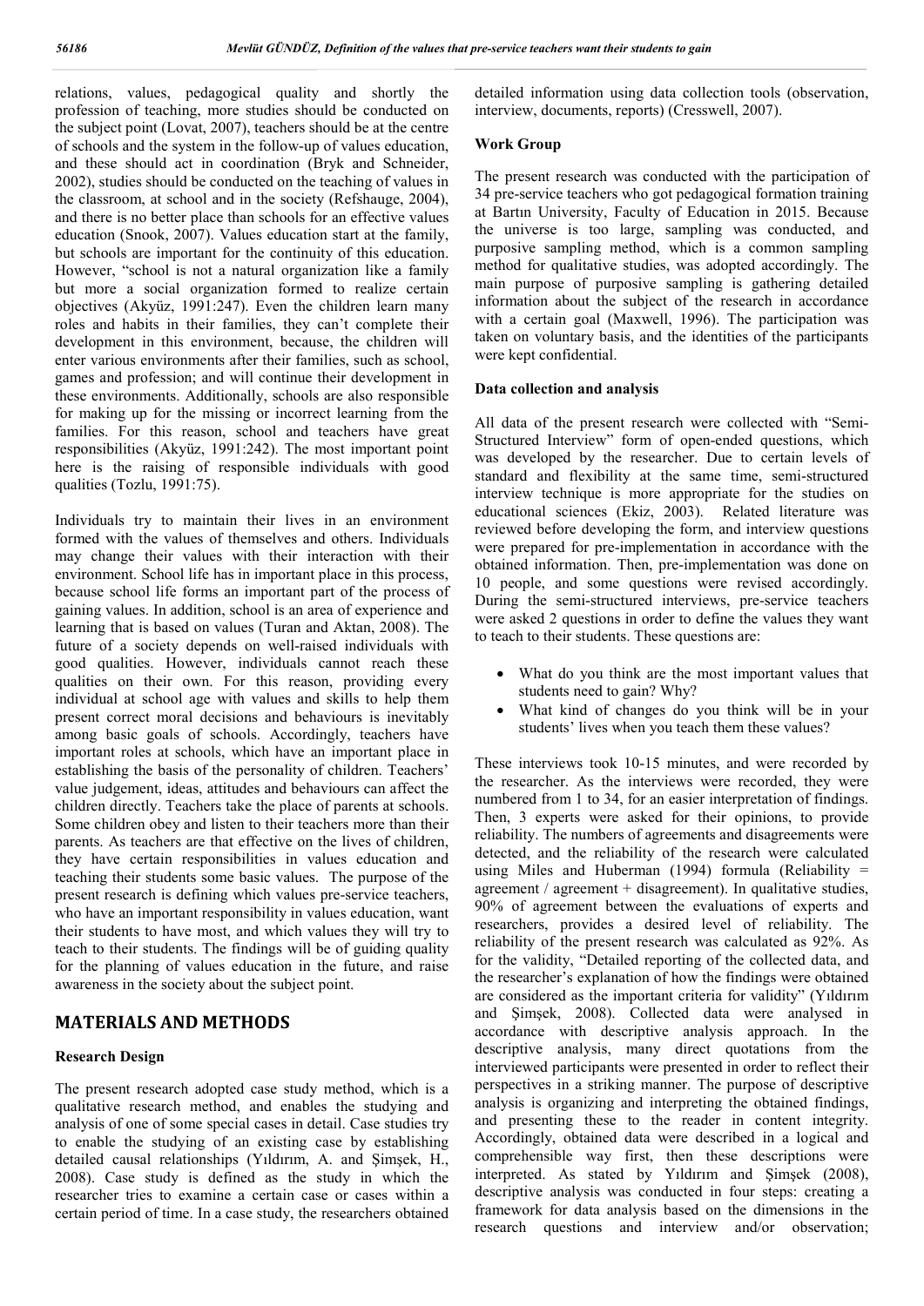relations, values, pedagogical quality and shortly the profession of teaching, more studies should be conducted on the subject point (Lovat, 2007), teachers should be at the centre of schools and the system in the follow-up of values education, and these should act in coordination (Bryk and Schneider, 2002), studies should be conducted on the teaching of values in the classroom, at school and in the society (Refshauge, 2004), and there is no better place than schools for an effective values education (Snook, 2007). Values education start at the family, but schools are important for the continuity of this education. However, "school is not a natural organization like a family but more a social organization formed to realize certain objectives (Akyüz, 1991:247). Even the children learn many roles and habits in their families, they can't complete their development in this environment, because, the children will enter various environments after their families, such as school, games and profession; and will continue their development in these environments. Additionally, schools are also responsible for making up for the missing or incorrect learning from the families. For this reason, school and teachers have great responsibilities (Akyüz, 1991:242). The most important point here is the raising of responsible individuals with good qualities (Tozlu, 1991:75).

Individuals try to maintain their lives in an environment formed with the values of themselves and others. Individuals may change their values with their interaction with their environment. School life has in important place in this process, because school life forms an important part of the process of gaining values. In addition, school is an area of experience and learning that is based on values (Turan and Aktan, 2008). The future of a society depends on well-raised individuals with good qualities. However, individuals cannot reach these qualities on their own. For this reason, providing every individual at school age with values and skills to help them present correct moral decisions and behaviours is inevitably among basic goals of schools. Accordingly, teachers have important roles at schools, which have an important place in establishing the basis of the personality of children. Teachers' value judgement, ideas, attitudes and behaviours can affect the children directly. Teachers take the place of parents at schools. Some children obey and listen to their teachers more than their parents. As teachers are that effective on the lives of children, they have certain responsibilities in values education and teaching their students some basic values. The purpose of the present research is defining which values pre-service teachers, who have an important responsibility in values education, want their students to have most, and which values they will try to teach to their students. The findings will be of guiding quality for the planning of values education in the future, and raise awareness in the society about the subject point.

## MATERIALS AND METHODS

### Research Design

The present research adopted case study method, which is a qualitative research method, and enables the studying and analysis of one of some special cases in detail. Case studies try to enable the studying of an existing case by establishing detailed causal relationships (Yıldırım, A. and Şimşek, H., 2008). Case study is defined as the study in which the researcher tries to examine a certain case or cases within a certain period of time. In a case study, the researchers obtained detailed information using data collection tools (observation, interview, documents, reports) (Cresswell, 2007).

### Work Group

The present research was conducted with the participation of 34 pre-service teachers who got pedagogical formation training at Bartın University, Faculty of Education in 2015. Because the universe is too large, sampling was conducted, and purposive sampling method, which is a common sampling method for qualitative studies, was adopted accordingly. The main purpose of purposive sampling is gathering detailed information about the subject of the research in accordance with a certain goal (Maxwell, 1996). The participation was taken on voluntary basis, and the identities of the participants were kept confidential.

### Data collection and analysis

All data of the present research were collected with "Semi-Structured Interview" form of open-ended questions, which was developed by the researcher. Due to certain levels of standard and flexibility at the same time, semi-structured interview technique is more appropriate for the studies on educational sciences (Ekiz, 2003). Related literature was reviewed before developing the form, and interview questions were prepared for pre-implementation in accordance with the obtained information. Then, pre-implementation was done on 10 people, and some questions were revised accordingly. During the semi-structured interviews, pre-service teachers were asked 2 questions in order to define the values they want to teach to their students. These questions are:

- What do you think are the most important values that students need to gain? Why?
- What kind of changes do you think will be in your students' lives when you teach them these values?

These interviews took 10-15 minutes, and were recorded by the researcher. As the interviews were recorded, they were numbered from 1 to 34, for an easier interpretation of findings. Then, 3 experts were asked for their opinions, to provide reliability. The numbers of agreements and disagreements were detected, and the reliability of the research were calculated using Miles and Huberman (1994) formula (Reliability = agreement / agreement + disagreement). In qualitative studies, 90% of agreement between the evaluations of experts and researchers, provides a desired level of reliability. The reliability of the present research was calculated as 92%. As for the validity, "Detailed reporting of the collected data, and the researcher's explanation of how the findings were obtained are considered as the important criteria for validity" (Yıldırım and Şimşek, 2008). Collected data were analysed in accordance with descriptive analysis approach. In the descriptive analysis, many direct quotations from the interviewed participants were presented in order to reflect their perspectives in a striking manner. The purpose of descriptive analysis is organizing and interpreting the obtained findings, and presenting these to the reader in content integrity. Accordingly, obtained data were described in a logical and comprehensible way first, then these descriptions were interpreted. As stated by Yıldırım and Şimşek (2008), descriptive analysis was conducted in four steps: creating a framework for data analysis based on the dimensions in the research questions and interview and/or observation;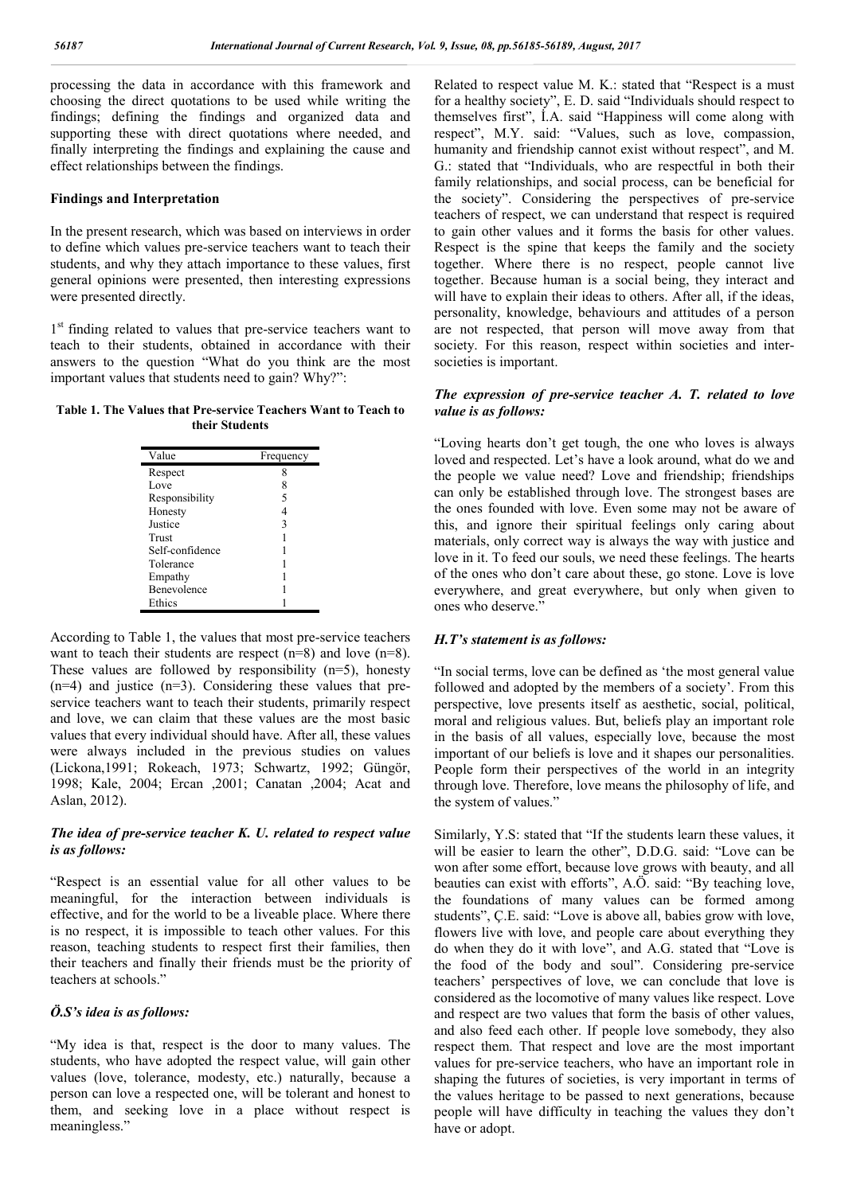processing the data in accordance with this framework and choosing the direct quotations to be used while writing the findings; defining the findings and organized data and supporting these with direct quotations where needed, and finally interpreting the findings and explaining the cause and effect relationships between the findings.

## Findings and Interpretation

In the present research, which was based on interviews in order to define which values pre-service teachers want to teach their students, and why they attach importance to these values, first general opinions were presented, then interesting expressions were presented directly.

1st finding related to values that pre-service teachers want to teach to their students, obtained in accordance with their answers to the question "What do you think are the most important values that students need to gain? Why?":

**Table 1. The Values that Pre-service Teachers Want to Teach to their Students**

| Value | Frequency |
|---|---|
| Respect | 8 |
| Love | 8 |
| Responsibility | 5 |
| Honesty | 4 |
| Justice | 3 |
| Trust | 1 |
| Self-confidence | 1 |
| Tolerance | 1 |
| Empathy | 1 |
| Benevolence | 1 |
| Ethics | 1 |

According to Table 1, the values that most pre-service teachers want to teach their students are respect (n=8) and love (n=8). These values are followed by responsibility (n=5), honesty (n=4) and justice (n=3). Considering these values that pre-service teachers want to teach their students, primarily respect and love, we can claim that these values are the most basic values that every individual should have. After all, these values were always included in the previous studies on values (Lickona,1991; Rokeach, 1973; Schwartz, 1992; Güngör, 1998; Kale, 2004; Ercan ,2001; Canatan ,2004; Acat and Aslan, 2012).

### *The idea of pre-service teacher K. U. related to respect value is as follows:*

"Respect is an essential value for all other values to be meaningful, for the interaction between individuals is effective, and for the world to be a liveable place. Where there is no respect, it is impossible to teach other values. For this reason, teaching students to respect first their families, then their teachers and finally their friends must be the priority of teachers at schools."

### *Ö.S's idea is as follows:*

"My idea is that, respect is the door to many values. The students, who have adopted the respect value, will gain other values (love, tolerance, modesty, etc.) naturally, because a person can love a respected one, will be tolerant and honest to them, and seeking love in a place without respect is meaningless."

Related to respect value M. K.: stated that "Respect is a must for a healthy society", E. D. said "Individuals should respect to themselves first", İ.A. said "Happiness will come along with respect", M.Y. said: "Values, such as love, compassion, humanity and friendship cannot exist without respect", and M. G.: stated that "Individuals, who are respectful in both their family relationships, and social process, can be beneficial for the society". Considering the perspectives of pre-service teachers of respect, we can understand that respect is required to gain other values and it forms the basis for other values. Respect is the spine that keeps the family and the society together. Where there is no respect, people cannot live together. Because human is a social being, they interact and will have to explain their ideas to others. After all, if the ideas, personality, knowledge, behaviours and attitudes of a person are not respected, that person will move away from that society. For this reason, respect within societies and inter-societies is important.

### *The expression of pre-service teacher A. T. related to love value is as follows:*

"Loving hearts don't get tough, the one who loves is always loved and respected. Let's have a look around, what do we and the people we value need? Love and friendship; friendships can only be established through love. The strongest bases are the ones founded with love. Even some may not be aware of this, and ignore their spiritual feelings only caring about materials, only correct way is always the way with justice and love in it. To feed our souls, we need these feelings. The hearts of the ones who don't care about these, go stone. Love is love everywhere, and great everywhere, but only when given to ones who deserve."

### *H.T's statement is as follows:*

"In social terms, love can be defined as 'the most general value followed and adopted by the members of a society'. From this perspective, love presents itself as aesthetic, social, political, moral and religious values. But, beliefs play an important role in the basis of all values, especially love, because the most important of our beliefs is love and it shapes our personalities. People form their perspectives of the world in an integrity through love. Therefore, love means the philosophy of life, and the system of values."

Similarly, Y.S: stated that "If the students learn these values, it will be easier to learn the other", D.D.G. said: "Love can be won after some effort, because love grows with beauty, and all beauties can exist with efforts", A.Ö. said: "By teaching love, the foundations of many values can be formed among students", Ç.E. said: "Love is above all, babies grow with love, flowers live with love, and people care about everything they do when they do it with love", and A.G. stated that "Love is the food of the body and soul". Considering pre-service teachers' perspectives of love, we can conclude that love is considered as the locomotive of many values like respect. Love and respect are two values that form the basis of other values, and also feed each other. If people love somebody, they also respect them. That respect and love are the most important values for pre-service teachers, who have an important role in shaping the futures of societies, is very important in terms of the values heritage to be passed to next generations, because people will have difficulty in teaching the values they don't have or adopt.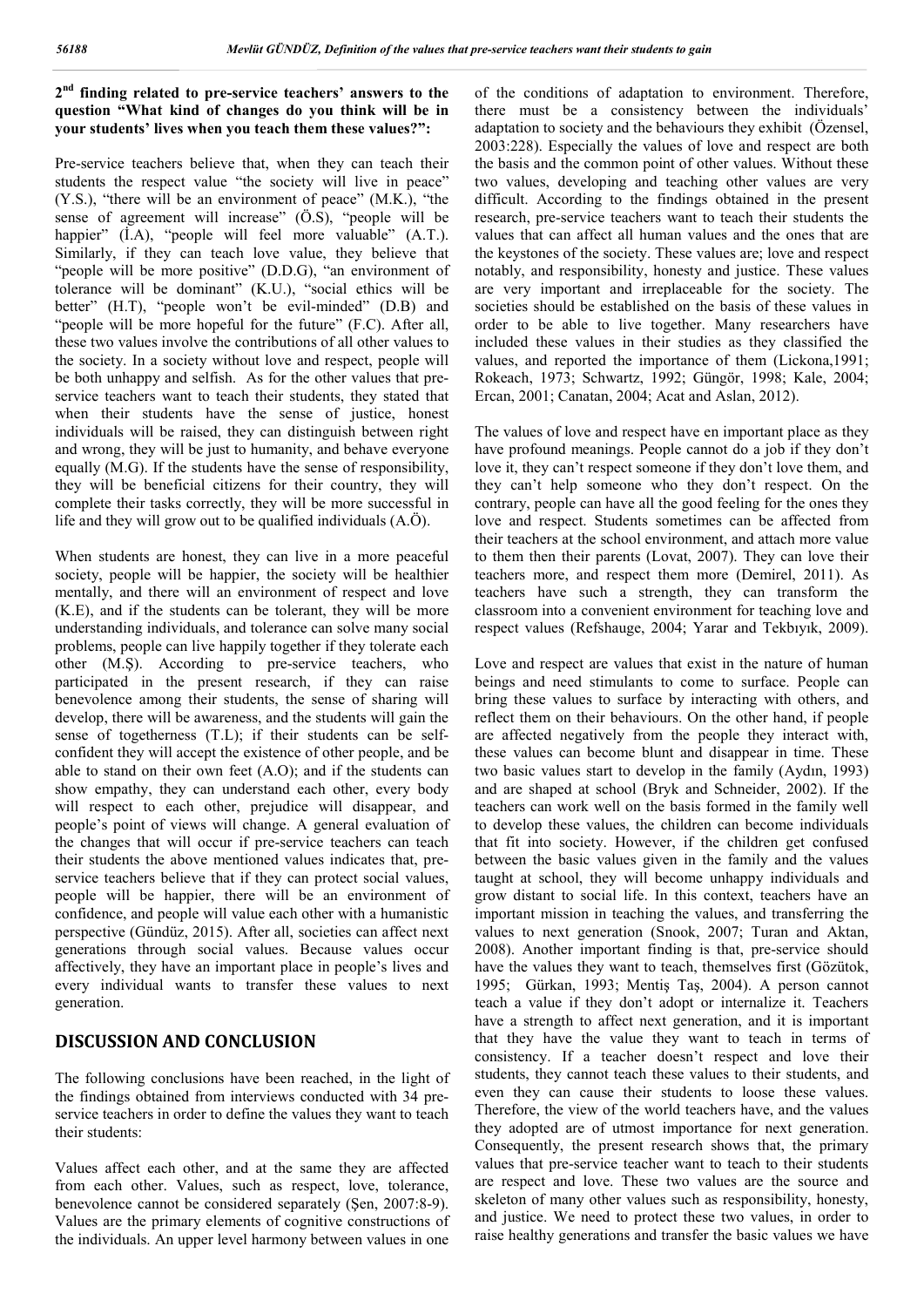**2nd finding related to pre-service teachers' answers to the question "What kind of changes do you think will be in your students' lives when you teach them these values?":**

Pre-service teachers believe that, when they can teach their students the respect value "the society will live in peace" (Y.S.), "there will be an environment of peace" (M.K.), "the sense of agreement will increase" (Ö.S), "people will be happier" (İ.A), "people will feel more valuable" (A.T.). Similarly, if they can teach love value, they believe that "people will be more positive" (D.D.G), "an environment of tolerance will be dominant" (K.U.), "social ethics will be better" (H.T), "people won't be evil-minded" (D.B) and "people will be more hopeful for the future" (F.C). After all, these two values involve the contributions of all other values to the society. In a society without love and respect, people will be both unhappy and selfish. As for the other values that pre-service teachers want to teach their students, they stated that when their students have the sense of justice, honest individuals will be raised, they can distinguish between right and wrong, they will be just to humanity, and behave everyone equally (M.G). If the students have the sense of responsibility, they will be beneficial citizens for their country, they will complete their tasks correctly, they will be more successful in life and they will grow out to be qualified individuals (A.Ö).

When students are honest, they can live in a more peaceful society, people will be happier, the society will be healthier mentally, and there will an environment of respect and love (K.E), and if the students can be tolerant, they will be more understanding individuals, and tolerance can solve many social problems, people can live happily together if they tolerate each other (M.Ş). According to pre-service teachers, who participated in the present research, if they can raise benevolence among their students, the sense of sharing will develop, there will be awareness, and the students will gain the sense of togetherness (T.L); if their students can be self-confident they will accept the existence of other people, and be able to stand on their own feet (A.O); and if the students can show empathy, they can understand each other, every body will respect to each other, prejudice will disappear, and people's point of views will change. A general evaluation of the changes that will occur if pre-service teachers can teach their students the above mentioned values indicates that, pre-service teachers believe that if they can protect social values, people will be happier, there will be an environment of confidence, and people will value each other with a humanistic perspective (Gündüz, 2015). After all, societies can affect next generations through social values. Because values occur affectively, they have an important place in people's lives and every individual wants to transfer these values to next generation.

## DISCUSSION AND CONCLUSION

The following conclusions have been reached, in the light of the findings obtained from interviews conducted with 34 pre-service teachers in order to define the values they want to teach their students:

Values affect each other, and at the same they are affected from each other. Values, such as respect, love, tolerance, benevolence cannot be considered separately (Şen, 2007:8-9). Values are the primary elements of cognitive constructions of the individuals. An upper level harmony between values in one of the conditions of adaptation to environment. Therefore, there must be a consistency between the individuals' adaptation to society and the behaviours they exhibit (Özensel, 2003:228). Especially the values of love and respect are both the basis and the common point of other values. Without these two values, developing and teaching other values are very difficult. According to the findings obtained in the present research, pre-service teachers want to teach their students the values that can affect all human values and the ones that are the keystones of the society. These values are; love and respect notably, and responsibility, honesty and justice. These values are very important and irreplaceable for the society. The societies should be established on the basis of these values in order to be able to live together. Many researchers have included these values in their studies as they classified the values, and reported the importance of them (Lickona,1991; Rokeach, 1973; Schwartz, 1992; Güngör, 1998; Kale, 2004; Ercan, 2001; Canatan, 2004; Acat and Aslan, 2012).

The values of love and respect have en important place as they have profound meanings. People cannot do a job if they don't love it, they can't respect someone if they don't love them, and they can't help someone who they don't respect. On the contrary, people can have all the good feeling for the ones they love and respect. Students sometimes can be affected from their teachers at the school environment, and attach more value to them then their parents (Lovat, 2007). They can love their teachers more, and respect them more (Demirel, 2011). As teachers have such a strength, they can transform the classroom into a convenient environment for teaching love and respect values (Refshauge, 2004; Yarar and Tekbıyık, 2009).

Love and respect are values that exist in the nature of human beings and need stimulants to come to surface. People can bring these values to surface by interacting with others, and reflect them on their behaviours. On the other hand, if people are affected negatively from the people they interact with, these values can become blunt and disappear in time. These two basic values start to develop in the family (Aydın, 1993) and are shaped at school (Bryk and Schneider, 2002). If the teachers can work well on the basis formed in the family well to develop these values, the children can become individuals that fit into society. However, if the children get confused between the basic values given in the family and the values taught at school, they will become unhappy individuals and grow distant to social life. In this context, teachers have an important mission in teaching the values, and transferring the values to next generation (Snook, 2007; Turan and Aktan, 2008). Another important finding is that, pre-service should have the values they want to teach, themselves first (Gözütok, 1995; Gürkan, 1993; Mentiş Taş, 2004). A person cannot teach a value if they don't adopt or internalize it. Teachers have a strength to affect next generation, and it is important that they have the value they want to teach in terms of consistency. If a teacher doesn't respect and love their students, they cannot teach these values to their students, and even they can cause their students to loose these values. Therefore, the view of the world teachers have, and the values they adopted are of utmost importance for next generation. Consequently, the present research shows that, the primary values that pre-service teacher want to teach to their students are respect and love. These two values are the source and skeleton of many other values such as responsibility, honesty, and justice. We need to protect these two values, in order to raise healthy generations and transfer the basic values we have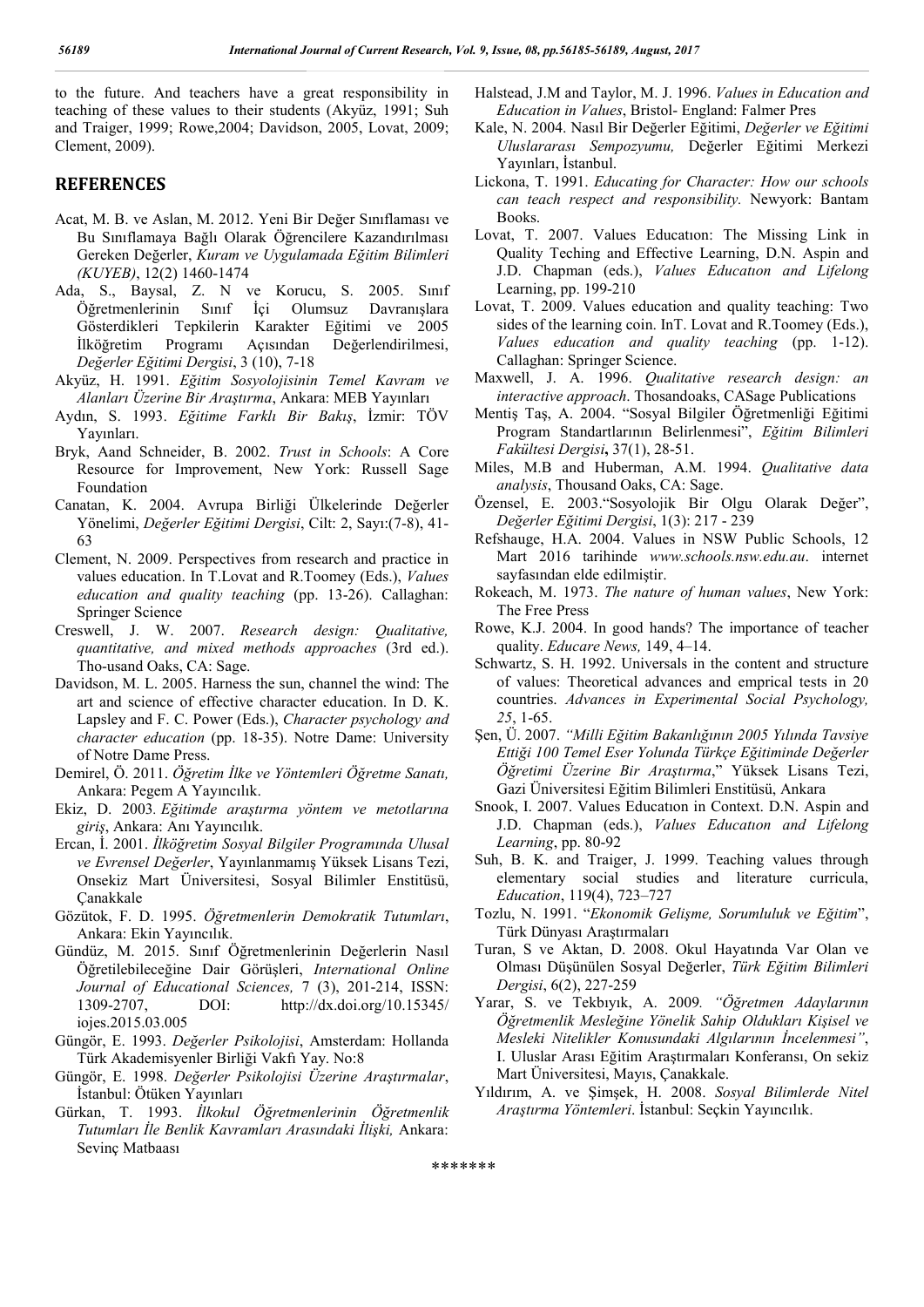to the future. And teachers have a great responsibility in teaching of these values to their students (Akyüz, 1991; Suh and Traiger, 1999; Rowe,2004; Davidson, 2005, Lovat, 2009; Clement, 2009).

## REFERENCES

Acat, M. B. ve Aslan, M. 2012. Yeni Bir Değer Sınıflaması ve Bu Sınıflamaya Bağlı Olarak Öğrencilere Kazandırılması Gereken Değerler, *Kuram ve Uygulamada Eğitim Bilimleri (KUYEB)*, 12(2) 1460-1474

Ada, S., Baysal, Z. N ve Korucu, S. 2005. Sınıf Öğretmenlerinin Sınıf İçi Olumsuz Davranışlara Gösterdikleri Tepkilerin Karakter Eğitimi ve 2005 İlköğretim Programı Açısından Değerlendirilmesi, *Değerler Eğitimi Dergisi*, 3 (10), 7-18

Akyüz, H. 1991. *Eğitim Sosyolojisinin Temel Kavram ve Alanları Üzerine Bir Araştırma*, Ankara: MEB Yayınları

Aydın, S. 1993. *Eğitime Farklı Bir Bakış*, İzmir: TÖV Yayınları.

Bryk, Aand Schneider, B. 2002. *Trust in Schools*: A Core Resource for Improvement, New York: Russell Sage Foundation

Canatan, K. 2004. Avrupa Birliği Ülkelerinde Değerler Yönelimi, *Değerler Eğitimi Dergisi*, Cilt: 2, Sayı:(7-8), 41-63

Clement, N. 2009. Perspectives from research and practice in values education. In T.Lovat and R.Toomey (Eds.), *Values education and quality teaching* (pp. 13-26). Callaghan: Springer Science

Creswell, J. W. 2007. *Research design: Qualitative, quantitative, and mixed methods approaches* (3rd ed.). Tho-usand Oaks, CA: Sage.

Davidson, M. L. 2005. Harness the sun, channel the wind: The art and science of effective character education. In D. K. Lapsley and F. C. Power (Eds.), *Character psychology and character education* (pp. 18-35). Notre Dame: University of Notre Dame Press.

Demirel, Ö. 2011. *Öğretim İlke ve Yöntemleri Öğretme Sanatı,* Ankara: Pegem A Yayıncılık.

Ekiz, D. 2003. *Eğitimde araştırma yöntem ve metotlarına giriş*, Ankara: Anı Yayıncılık.

Ercan, İ. 2001. *İlköğretim Sosyal Bilgiler Programında Ulusal ve Evrensel Değerler*, Yayınlanmamış Yüksek Lisans Tezi, Onsekiz Mart Üniversitesi, Sosyal Bilimler Enstitüsü, Çanakkale

Gözütok, F. D. 1995. *Öğretmenlerin Demokratik Tutumları*, Ankara: Ekin Yayıncılık.

Gündüz, M. 2015. Sınıf Öğretmenlerinin Değerlerin Nasıl Öğretilebileceğine Dair Görüşleri, *International Online Journal of Educational Sciences,* 7 (3), 201-214, ISSN: 1309-2707, DOI: http://dx.doi.org/10.15345/ iojes.2015.03.005

Güngör, E. 1993. *Değerler Psikolojisi*, Amsterdam: Hollanda Türk Akademisyenler Birliği Vakfı Yay. No:8

Güngör, E. 1998. *Değerler Psikolojisi Üzerine Araştırmalar*, İstanbul: Ötüken Yayınları

Gürkan, T. 1993. *İlkokul Öğretmenlerinin Öğretmenlik Tutumları İle Benlik Kavramları Arasındaki İlişki,* Ankara: Sevinç Matbaası

Halstead, J.M and Taylor, M. J. 1996. *Values in Education and Education in Values*, Bristol- England: Falmer Pres

Kale, N. 2004. Nasıl Bir Değerler Eğitimi, *Değerler ve Eğitimi Uluslararası Sempozyumu,* Değerler Eğitimi Merkezi Yayınları, İstanbul.

Lickona, T. 1991. *Educating for Character: How our schools can teach respect and responsibility.* Newyork: Bantam Books.

Lovat, T. 2007. Values Educatıon: The Missing Link in Quality Teching and Effective Learning, D.N. Aspin and J.D. Chapman (eds.), *Values Educatıon and Lifelong* Learning, pp. 199-210

Lovat, T. 2009. Values education and quality teaching: Two sides of the learning coin. InT. Lovat and R.Toomey (Eds.), *Values education and quality teaching* (pp. 1-12). Callaghan: Springer Science.

Maxwell, J. A. 1996. *Qualitative research design: an interactive approach*. Thosandoaks, CASage Publications

Mentiş Taş, A. 2004. "Sosyal Bilgiler Öğretmenliği Eğitimi Program Standartlarının Belirlenmesi", *Eğitim Bilimleri Fakültesi Dergisi***,** 37(1), 28-51.

Miles, M.B and Huberman, A.M. 1994. *Qualitative data analysis*, Thousand Oaks, CA: Sage.

Özensel, E. 2003."Sosyolojik Bir Olgu Olarak Değer", *Değerler Eğitimi Dergisi*, 1(3): 217 - 239

Refshauge, H.A. 2004. Values in NSW Public Schools, 12 Mart 2016 tarihinde *www.schools.nsw.edu.au*. internet sayfasından elde edilmiştir.

Rokeach, M. 1973. *The nature of human values*, New York: The Free Press

Rowe, K.J. 2004. In good hands? The importance of teacher quality. *Educare News,* 149, 4–14.

Schwartz, S. H. 1992. Universals in the content and structure of values: Theoretical advances and emprical tests in 20 countries. *Advances in Experimental Social Psychology, 25*, 1-65.

Şen, Ü. 2007. *"Milli Eğitim Bakanlığının 2005 Yılında Tavsiye Ettiği 100 Temel Eser Yolunda Türkçe Eğitiminde Değerler Öğretimi Üzerine Bir Araştırma*," Yüksek Lisans Tezi, Gazi Üniversitesi Eğitim Bilimleri Enstitüsü, Ankara

Snook, I. 2007. Values Educatıon in Context. D.N. Aspin and J.D. Chapman (eds.), *Values Educatıon and Lifelong Learning*, pp. 80-92

Suh, B. K. and Traiger, J. 1999. Teaching values through elementary social studies and literature curricula, *Education*, 119(4), 723–727

Tozlu, N. 1991. "*Ekonomik Gelişme, Sorumluluk ve Eğitim*", Türk Dünyası Araştırmaları

Turan, S ve Aktan, D. 2008. Okul Hayatında Var Olan ve Olması Düşünülen Sosyal Değerler, *Türk Eğitim Bilimleri Dergisi*, 6(2), 227-259

Yarar, S. ve Tekbıyık, A. 2009*. "Öğretmen Adaylarının Öğretmenlik Mesleğine Yönelik Sahip Oldukları Kişisel ve Mesleki Nitelikler Konusundaki Algılarının İncelenmesi"*, I. Uluslar Arası Eğitim Araştırmaları Konferansı, On sekiz Mart Üniversitesi, Mayıs, Çanakkale.

Yıldırım, A. ve Şimşek, H. 2008. *Sosyal Bilimlerde Nitel Araştırma Yöntemleri*. İstanbul: Seçkin Yayıncılık.

\*\*\*\*\*\*\*